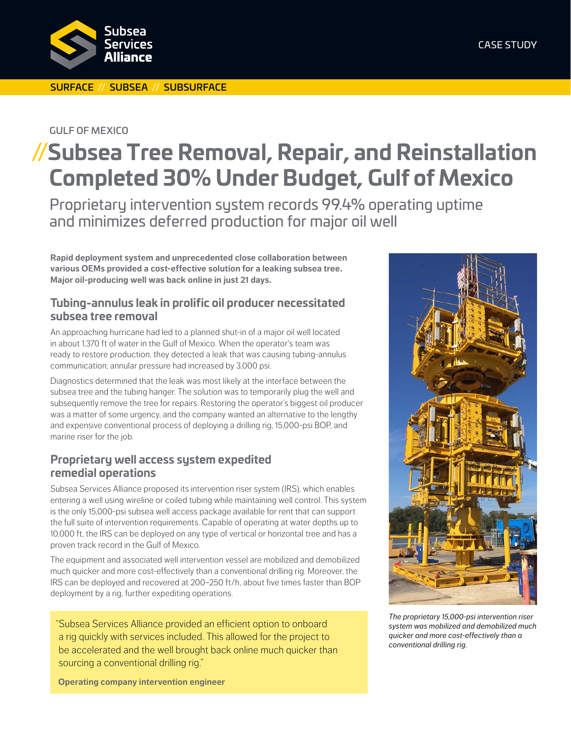Subsea Services Alliance

CASE STUDY

SURFACE // SUBSEA // SUBSURFACE

GULF OF MEXICO

# //Subsea Tree Removal, Repair, and Reinstallation Completed 30% Under Budget, Gulf of Mexico

Proprietary intervention system records 99.4% operating uptime and minimizes deferred production for major oil well

**Rapid deployment system and unprecedented close collaboration between various OEMs provided a cost-effective solution for a leaking subsea tree. Major oil-producing well was back online in just 21 days.**

## Tubing-annulus leak in prolific oil producer necessitated subsea tree removal

An approaching hurricane had led to a planned shut-in of a major oil well located in about 1,370 ft of water in the Gulf of Mexico. When the operator's team was ready to restore production, they detected a leak that was causing tubing-annulus communication; annular pressure had increased by 3,000 psi.

Diagnostics determined that the leak was most likely at the interface between the subsea tree and the tubing hanger. The solution was to temporarily plug the well and subsequently remove the tree for repairs. Restoring the operator's biggest oil producer was a matter of some urgency, and the company wanted an alternative to the lengthy and expensive conventional process of deploying a drilling rig, 15,000-psi BOP, and marine riser for the job.

## Proprietary well access system expedited remedial operations

Subsea Services Alliance proposed its intervention riser system (IRS), which enables entering a well using wireline or coiled tubing while maintaining well control. This system is the only 15,000-psi subsea well access package available for rent that can support the full suite of intervention requirements. Capable of operating at water depths up to 10,000 ft, the IRS can be deployed on any type of vertical or horizontal tree and has a proven track record in the Gulf of Mexico.

The equipment and associated well intervention vessel are mobilized and demobilized much quicker and more cost-effectively than a conventional drilling rig. Moreover, the IRS can be deployed and recovered at 200–250 ft/h, about five times faster than BOP deployment by a rig, further expediting operations.

> "Subsea Services Alliance provided an efficient option to onboard a rig quickly with services included. This allowed for the project to be accelerated and the well brought back online much quicker than sourcing a conventional drilling rig."
>
> **Operating company intervention engineer**

*The proprietary 15,000-psi intervention riser system was mobilized and demobilized much quicker and more cost-effectively than a conventional drilling rig.*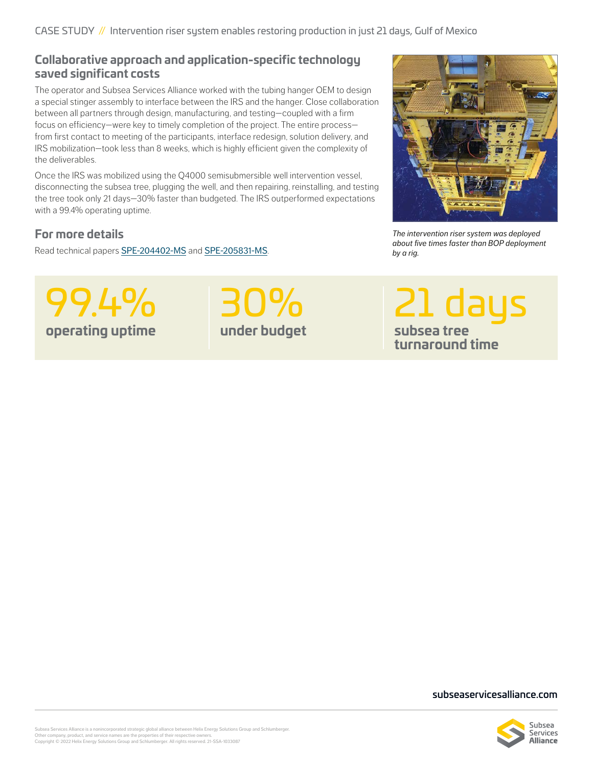## Collaborative approach and application-specific technology saved significant costs

The operator and Subsea Services Alliance worked with the tubing hanger OEM to design a special stinger assembly to interface between the IRS and the hanger. Close collaboration between all partners through design, manufacturing, and testing—coupled with a firm focus on efficiency—were key to timely completion of the project. The entire process—from first contact to meeting of the participants, interface redesign, solution delivery, and IRS mobilization—took less than 8 weeks, which is highly efficient given the complexity of the deliverables.

Once the IRS was mobilized using the Q4000 semisubmersible well intervention vessel, disconnecting the subsea tree, plugging the well, and then repairing, reinstalling, and testing the tree took only 21 days—30% faster than budgeted. The IRS outperformed expectations with a 99.4% operating uptime.

*The intervention riser system was deployed about five times faster than BOP deployment by a rig.*

## For more details

Read technical papers SPE-204402-MS and SPE-205831-MS.

**99.4%**
**operating uptime**

**30%**
**under budget**

**21 days**
**subsea tree turnaround time**

subseaservicesalliance.com

Subsea Services Alliance is a nonincorporated strategic global alliance between Helix Energy Solutions Group and Schlumberger.
Other company, product, and service names are the properties of their respective owners.
Copyright © 2022 Helix Energy Solutions Group and Schlumberger. All rights reserved. 21-SSA-1033087